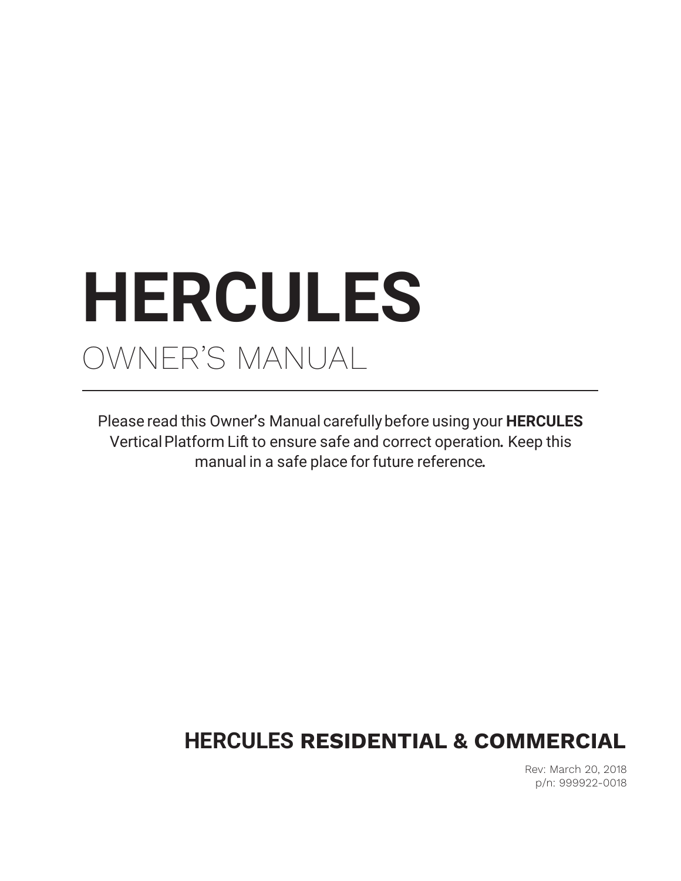# HERCULES

## OWNER'S MANUAL

Please read this Owner's Manual carefully before using your **HERCULES** Vertical Platform Lift to ensure safe and correct operation. Keep this manual in a safe place for future reference.

**HERCULES RESIDENTIAL & COMMERCIAL**

Rev: March 20, 2018
p/n: 999922-0018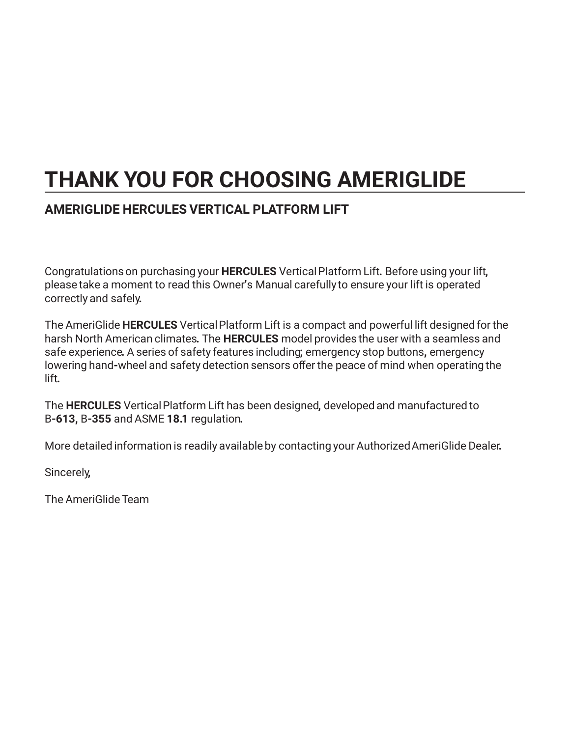# THANK YOU FOR CHOOSING AMERIGLIDE

## AMERIGLIDE HERCULES VERTICAL PLATFORM LIFT

Congratulations on purchasing your **HERCULES** Vertical Platform Lift. Before using your lift, please take a moment to read this Owner's Manual carefully to ensure your lift is operated correctly and safely.

The AmeriGlide **HERCULES** Vertical Platform Lift is a compact and powerful lift designed for the harsh North American climates. The **HERCULES** model provides the user with a seamless and safe experience. A series of safety features including; emergency stop buttons, emergency lowering hand-wheel and safety detection sensors offer the peace of mind when operating the lift.

The **HERCULES** Vertical Platform Lift has been designed, developed and manufactured to B**-613,** B**-355** and ASME **18.1** regulation.

More detailed information is readily available by contacting your Authorized AmeriGlide Dealer.

Sincerely,

The AmeriGlide Team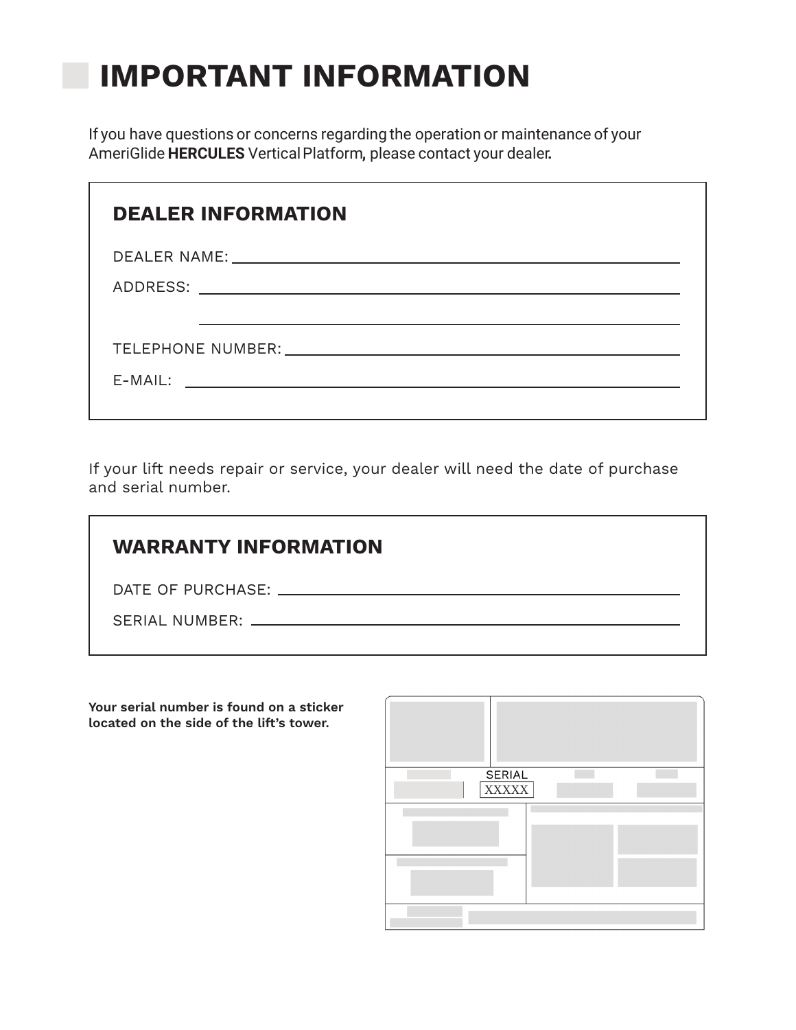# IMPORTANT INFORMATION

If you have questions or concerns regarding the operation or maintenance of your AmeriGlide **HERCULES** Vertical Platform, please contact your dealer.

## DEALER INFORMATION

DEALER NAME: ______________________________

ADDRESS: ______________________________

______________________________

TELEPHONE NUMBER: ______________________________

E-MAIL: ______________________________

If your lift needs repair or service, your dealer will need the date of purchase and serial number.

## WARRANTY INFORMATION

DATE OF PURCHASE: ______________________________

SERIAL NUMBER: ______________________________

**Your serial number is found on a sticker located on the side of the lift's tower.**

SERIAL
XXXXX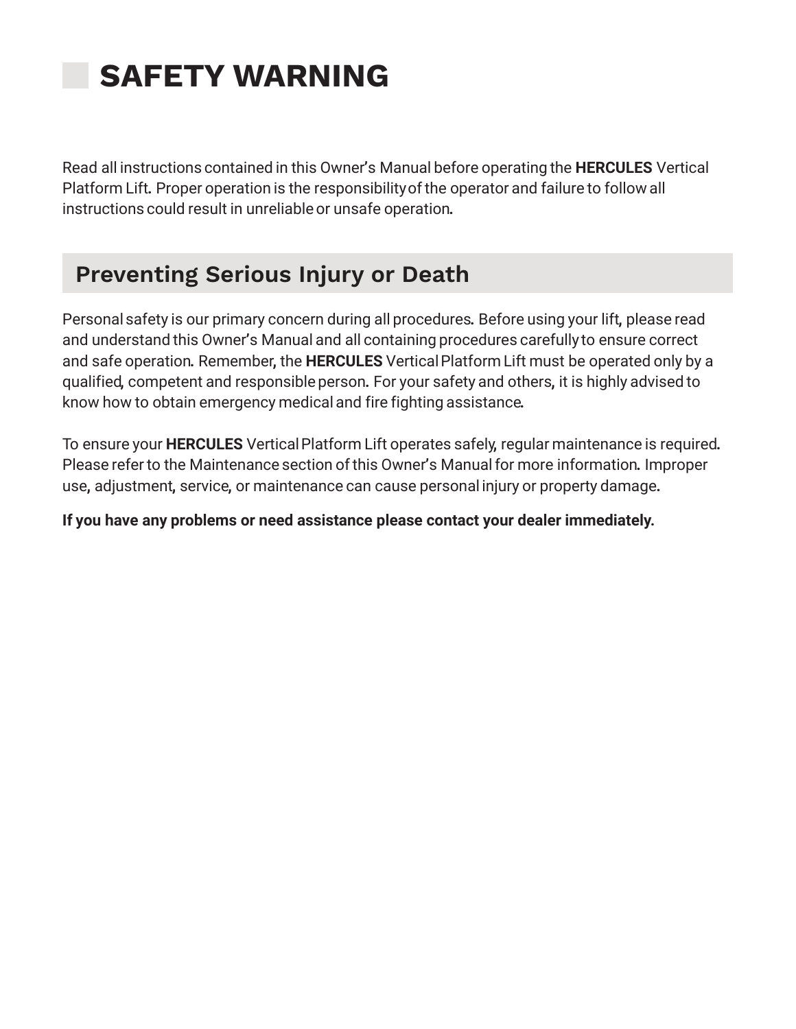# SAFETY WARNING

Read all instructions contained in this Owner's Manual before operating the **HERCULES** Vertical Platform Lift. Proper operation is the responsibility of the operator and failure to follow all instructions could result in unreliable or unsafe operation.

## Preventing Serious Injury or Death

Personal safety is our primary concern during all procedures. Before using your lift, please read and understand this Owner's Manual and all containing procedures carefully to ensure correct and safe operation. Remember, the **HERCULES** Vertical Platform Lift must be operated only by a qualified, competent and responsible person. For your safety and others, it is highly advised to know how to obtain emergency medical and fire fighting assistance.

To ensure your **HERCULES** Vertical Platform Lift operates safely, regular maintenance is required. Please refer to the Maintenance section of this Owner's Manual for more information. Improper use, adjustment, service, or maintenance can cause personal injury or property damage.

**If you have any problems or need assistance please contact your dealer immediately.**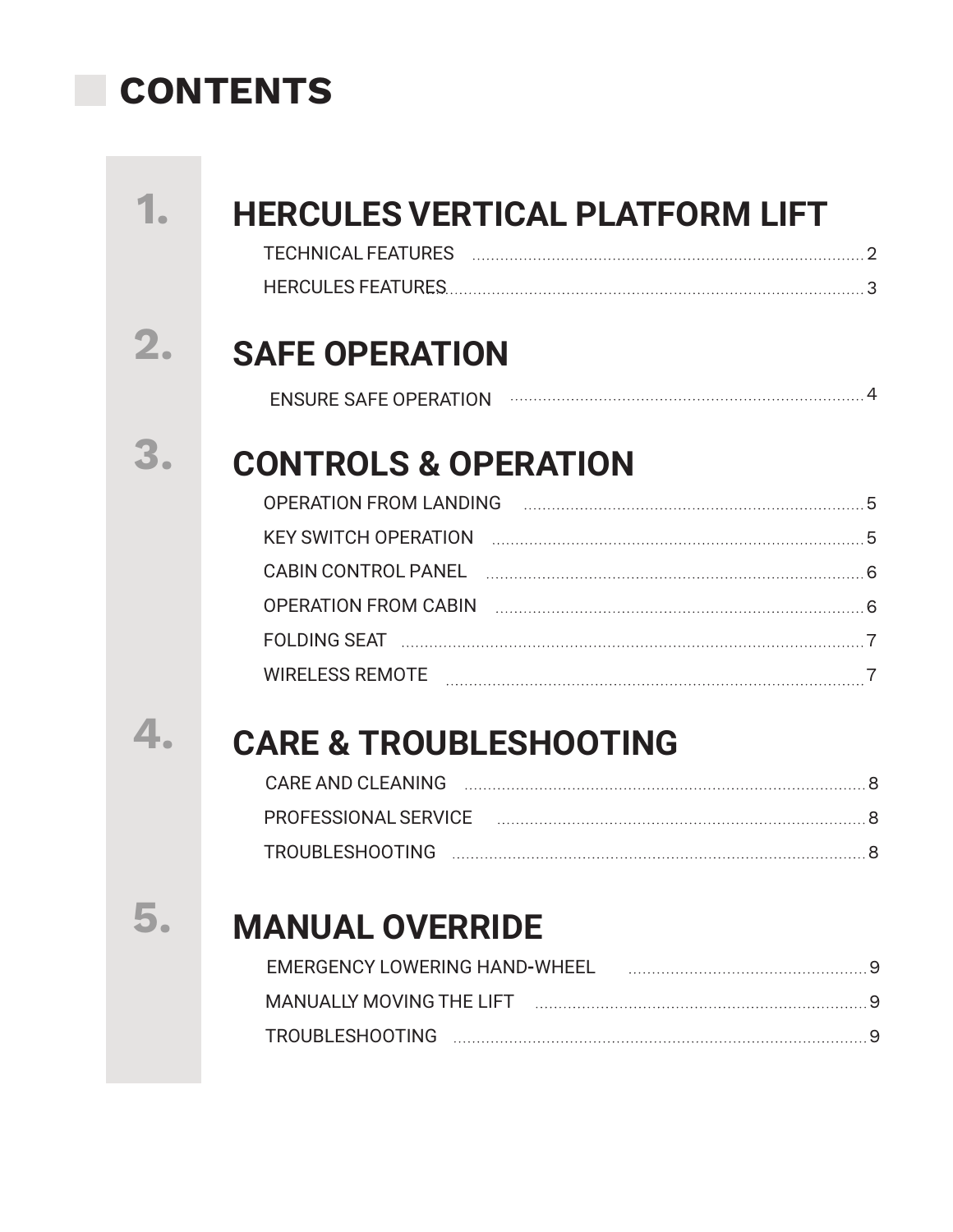# CONTENTS

## 1. HERCULES VERTICAL PLATFORM LIFT

TECHNICAL FEATURES ........ 2

HERCULES FEATURES ........ 3

## 2. SAFE OPERATION

ENSURE SAFE OPERATION ........ 4

## 3. CONTROLS & OPERATION

OPERATION FROM LANDING ........ 5

KEY SWITCH OPERATION ........ 5

CABIN CONTROL PANEL ........ 6

OPERATION FROM CABIN ........ 6

FOLDING SEAT ........ 7

WIRELESS REMOTE ........ 7

## 4. CARE & TROUBLESHOOTING

CARE AND CLEANING ........ 8

PROFESSIONAL SERVICE ........ 8

TROUBLESHOOTING ........ 8

## 5. MANUAL OVERRIDE

EMERGENCY LOWERING HAND-WHEEL ........ 9

MANUALLY MOVING THE LIFT ........ 9

TROUBLESHOOTING ........ 9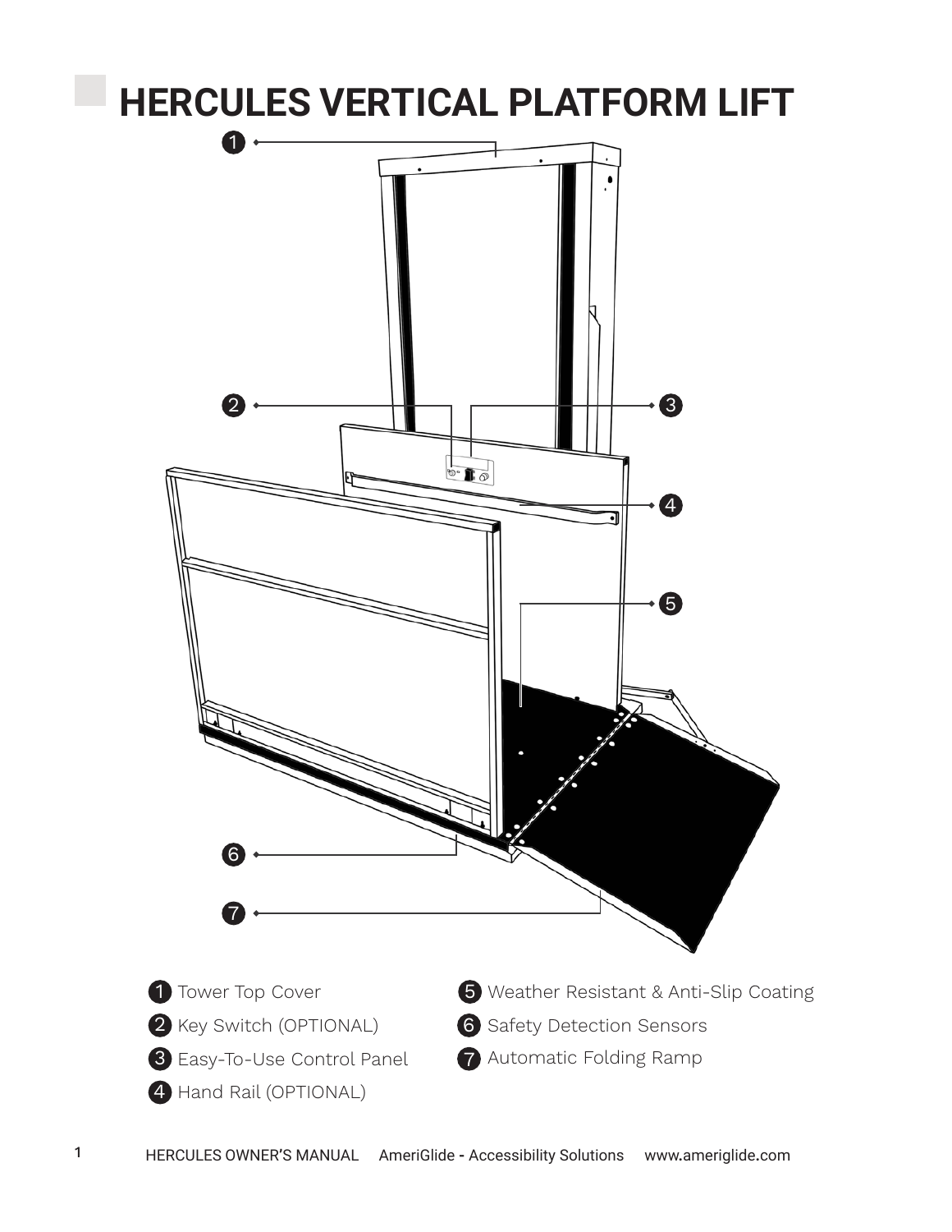# HERCULES VERTICAL PLATFORM LIFT

1. Tower Top Cover
2. Key Switch (OPTIONAL)
3. Easy-To-Use Control Panel
4. Hand Rail (OPTIONAL)
5. Weather Resistant & Anti-Slip Coating
6. Safety Detection Sensors
7. Automatic Folding Ramp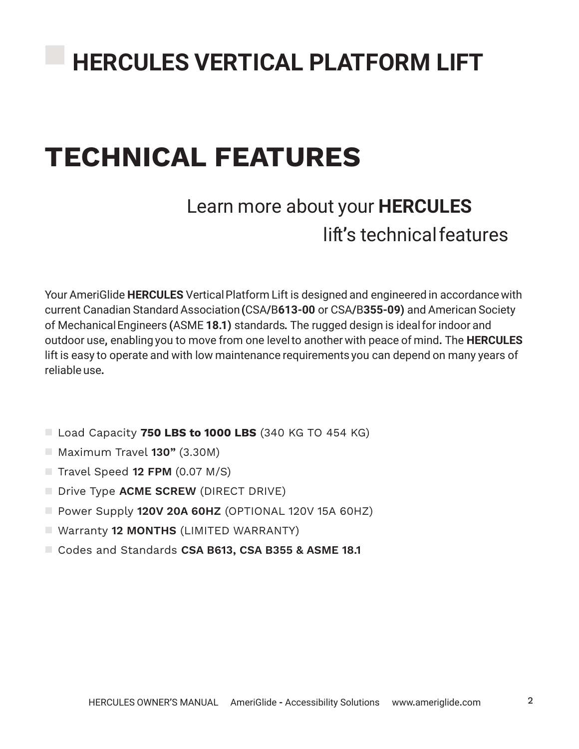# HERCULES VERTICAL PLATFORM LIFT

# TECHNICAL FEATURES

Learn more about your **HERCULES** lift's technical features

Your AmeriGlide **HERCULES** Vertical Platform Lift is designed and engineered in accordance with current Canadian Standard Association (CSA/B**613-00** or CSA/B**355-09)** and American Society of Mechanical Engineers (ASME **18.1)** standards. The rugged design is ideal for indoor and outdoor use, enabling you to move from one level to another with peace of mind. The **HERCULES** lift is easy to operate and with low maintenance requirements you can depend on many years of reliable use.

- Load Capacity **750 LBS to 1000 LBS** (340 KG TO 454 KG)
- Maximum Travel **130"** (3.30M)
- Travel Speed **12 FPM** (0.07 M/S)
- Drive Type **ACME SCREW** (DIRECT DRIVE)
- Power Supply **120V 20A 60HZ** (OPTIONAL 120V 15A 60HZ)
- Warranty **12 MONTHS** (LIMITED WARRANTY)
- Codes and Standards **CSA B613, CSA B355 & ASME 18.1**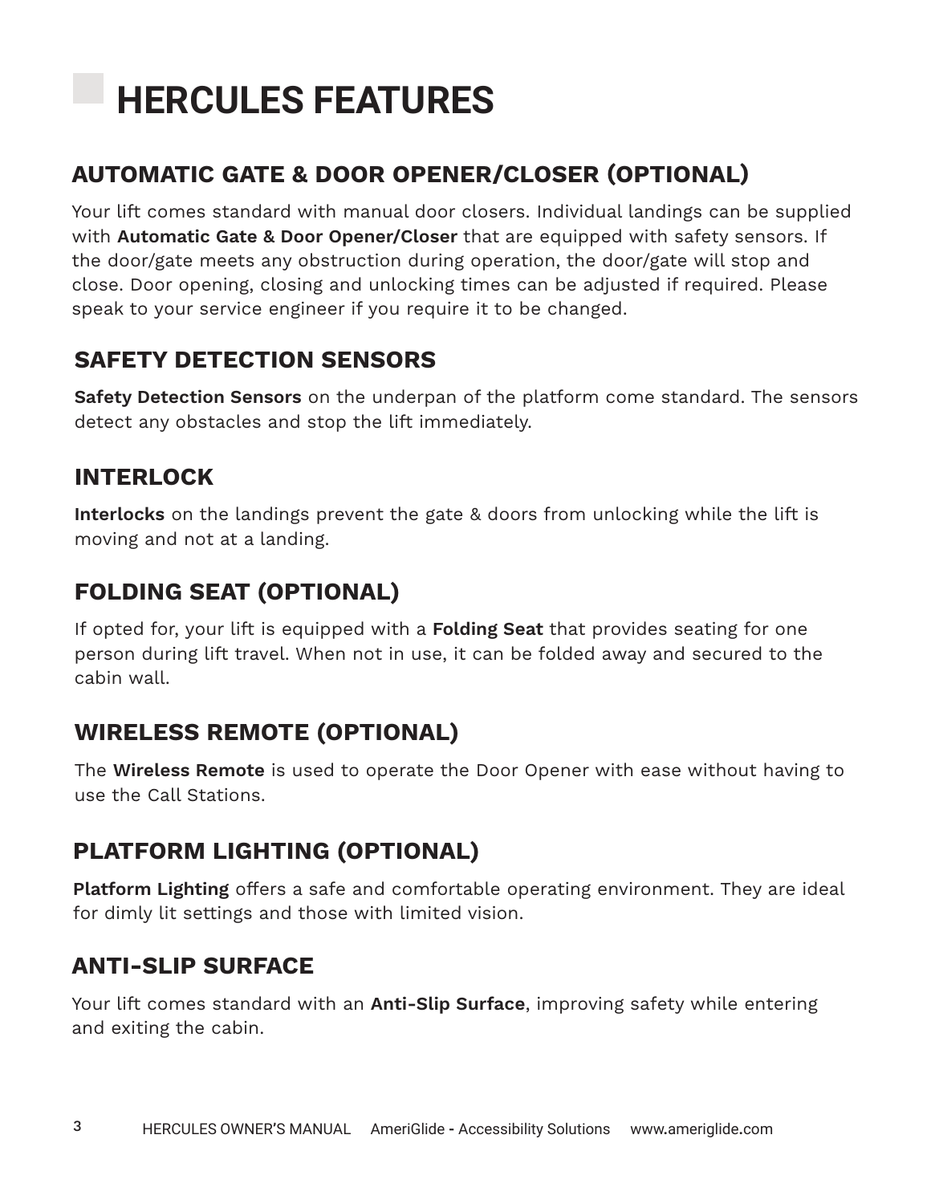# HERCULES FEATURES

## AUTOMATIC GATE & DOOR OPENER/CLOSER (OPTIONAL)

Your lift comes standard with manual door closers. Individual landings can be supplied with **Automatic Gate & Door Opener/Closer** that are equipped with safety sensors. If the door/gate meets any obstruction during operation, the door/gate will stop and close. Door opening, closing and unlocking times can be adjusted if required. Please speak to your service engineer if you require it to be changed.

## SAFETY DETECTION SENSORS

**Safety Detection Sensors** on the underpan of the platform come standard. The sensors detect any obstacles and stop the lift immediately.

## INTERLOCK

**Interlocks** on the landings prevent the gate & doors from unlocking while the lift is moving and not at a landing.

## FOLDING SEAT (OPTIONAL)

If opted for, your lift is equipped with a **Folding Seat** that provides seating for one person during lift travel. When not in use, it can be folded away and secured to the cabin wall.

## WIRELESS REMOTE (OPTIONAL)

The **Wireless Remote** is used to operate the Door Opener with ease without having to use the Call Stations.

## PLATFORM LIGHTING (OPTIONAL)

**Platform Lighting** offers a safe and comfortable operating environment. They are ideal for dimly lit settings and those with limited vision.

## ANTI-SLIP SURFACE

Your lift comes standard with an **Anti-Slip Surface**, improving safety while entering and exiting the cabin.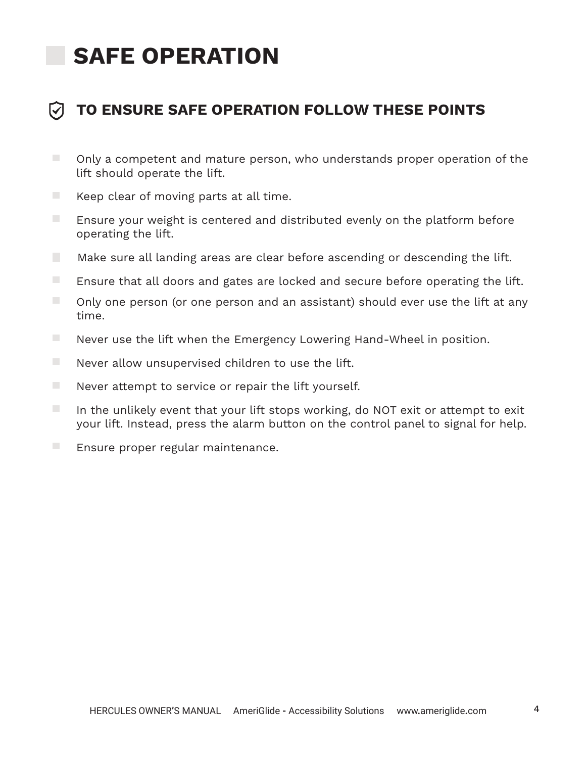# SAFE OPERATION

## TO ENSURE SAFE OPERATION FOLLOW THESE POINTS

- Only a competent and mature person, who understands proper operation of the lift should operate the lift.
- Keep clear of moving parts at all time.
- Ensure your weight is centered and distributed evenly on the platform before operating the lift.
- Make sure all landing areas are clear before ascending or descending the lift.
- Ensure that all doors and gates are locked and secure before operating the lift.
- Only one person (or one person and an assistant) should ever use the lift at any time.
- Never use the lift when the Emergency Lowering Hand-Wheel in position.
- Never allow unsupervised children to use the lift.
- Never attempt to service or repair the lift yourself.
- In the unlikely event that your lift stops working, do NOT exit or attempt to exit your lift. Instead, press the alarm button on the control panel to signal for help.
- Ensure proper regular maintenance.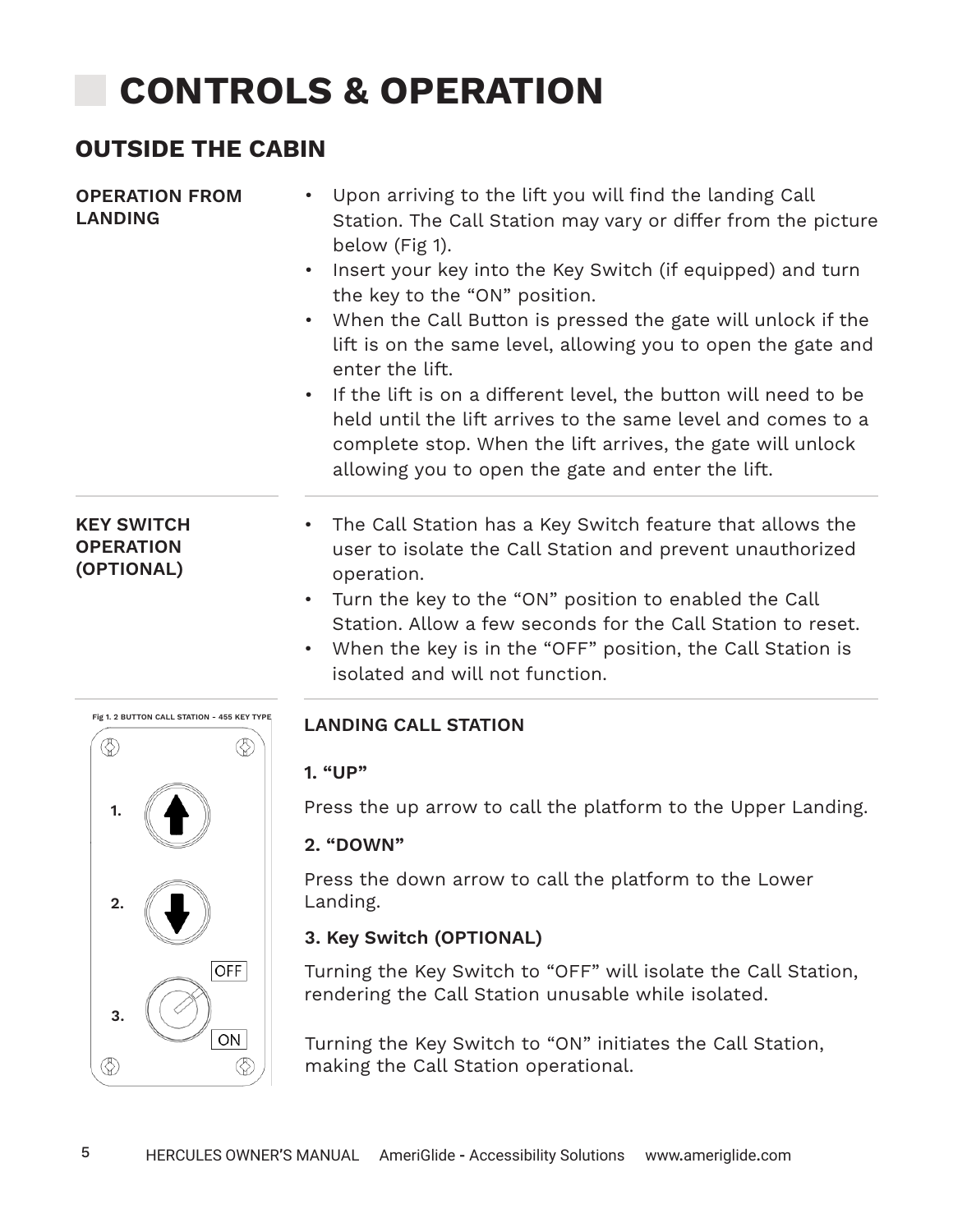# CONTROLS & OPERATION

## OUTSIDE THE CABIN

### OPERATION FROM LANDING

- Upon arriving to the lift you will find the landing Call Station. The Call Station may vary or differ from the picture below (Fig 1).
- Insert your key into the Key Switch (if equipped) and turn the key to the "ON" position.
- When the Call Button is pressed the gate will unlock if the lift is on the same level, allowing you to open the gate and enter the lift.
- If the lift is on a different level, the button will need to be held until the lift arrives to the same level and comes to a complete stop. When the lift arrives, the gate will unlock allowing you to open the gate and enter the lift.

### KEY SWITCH OPERATION (OPTIONAL)

- The Call Station has a Key Switch feature that allows the user to isolate the Call Station and prevent unauthorized operation.
- Turn the key to the "ON" position to enabled the Call Station. Allow a few seconds for the Call Station to reset.
- When the key is in the "OFF" position, the Call Station is isolated and will not function.

Fig 1. 2 BUTTON CALL STATION - 455 KEY TYPE

1.

2.

3. OFF ON

### LANDING CALL STATION

**1. "UP"**

Press the up arrow to call the platform to the Upper Landing.

**2. "DOWN"**

Press the down arrow to call the platform to the Lower Landing.

**3. Key Switch (OPTIONAL)**

Turning the Key Switch to "OFF" will isolate the Call Station, rendering the Call Station unusable while isolated.

Turning the Key Switch to "ON" initiates the Call Station, making the Call Station operational.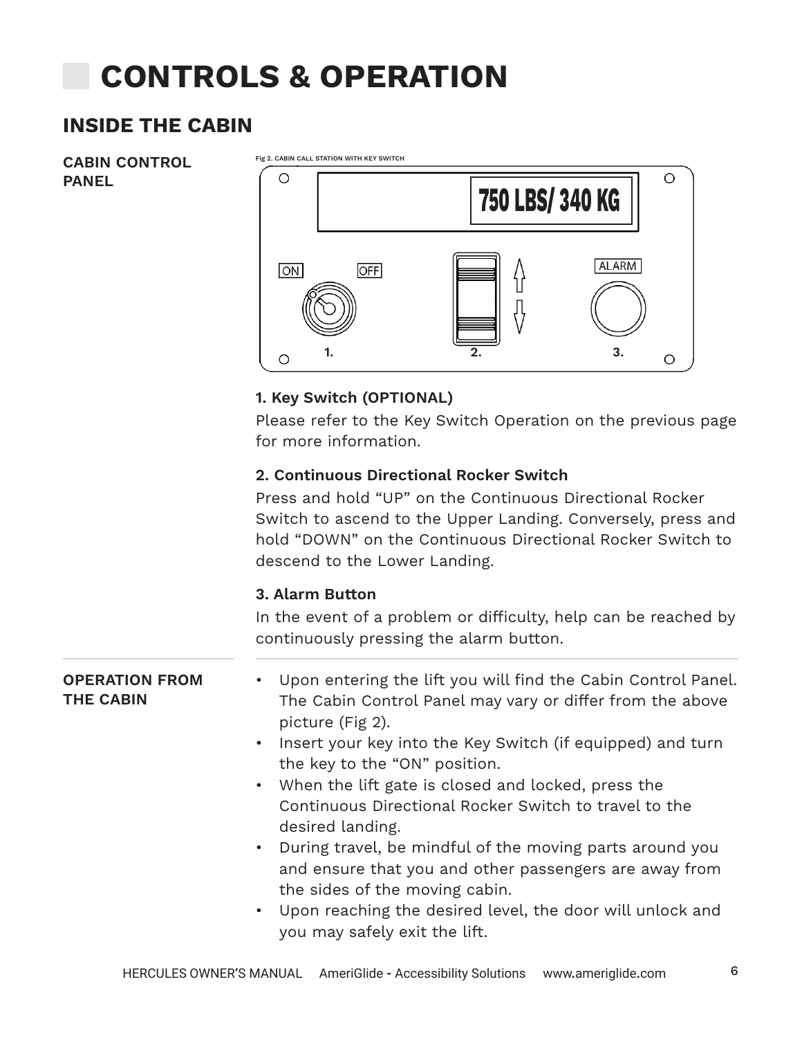# CONTROLS & OPERATION

## INSIDE THE CABIN

### CABIN CONTROL PANEL

Fig 2. CABIN CALL STATION WITH KEY SWITCH

**1. Key Switch (OPTIONAL)**

Please refer to the Key Switch Operation on the previous page for more information.

**2. Continuous Directional Rocker Switch**

Press and hold "UP" on the Continuous Directional Rocker Switch to ascend to the Upper Landing. Conversely, press and hold "DOWN" on the Continuous Directional Rocker Switch to descend to the Lower Landing.

**3. Alarm Button**

In the event of a problem or difficulty, help can be reached by continuously pressing the alarm button.

### OPERATION FROM THE CABIN

- Upon entering the lift you will find the Cabin Control Panel. The Cabin Control Panel may vary or differ from the above picture (Fig 2).
- Insert your key into the Key Switch (if equipped) and turn the key to the "ON" position.
- When the lift gate is closed and locked, press the Continuous Directional Rocker Switch to travel to the desired landing.
- During travel, be mindful of the moving parts around you and ensure that you and other passengers are away from the sides of the moving cabin.
- Upon reaching the desired level, the door will unlock and you may safely exit the lift.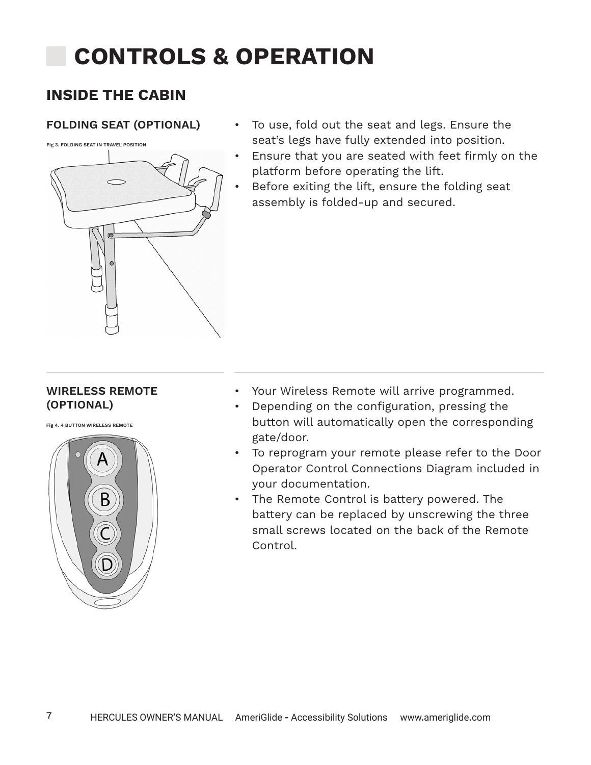# CONTROLS & OPERATION

## INSIDE THE CABIN

### FOLDING SEAT (OPTIONAL)

Fig 3. FOLDING SEAT IN TRAVEL POSITION

- To use, fold out the seat and legs. Ensure the seat's legs have fully extended into position.
- Ensure that you are seated with feet firmly on the platform before operating the lift.
- Before exiting the lift, ensure the folding seat assembly is folded-up and secured.

### WIRELESS REMOTE (OPTIONAL)

Fig 4. 4 BUTTON WIRELESS REMOTE

- Your Wireless Remote will arrive programmed.
- Depending on the configuration, pressing the button will automatically open the corresponding gate/door.
- To reprogram your remote please refer to the Door Operator Control Connections Diagram included in your documentation.
- The Remote Control is battery powered. The battery can be replaced by unscrewing the three small screws located on the back of the Remote Control.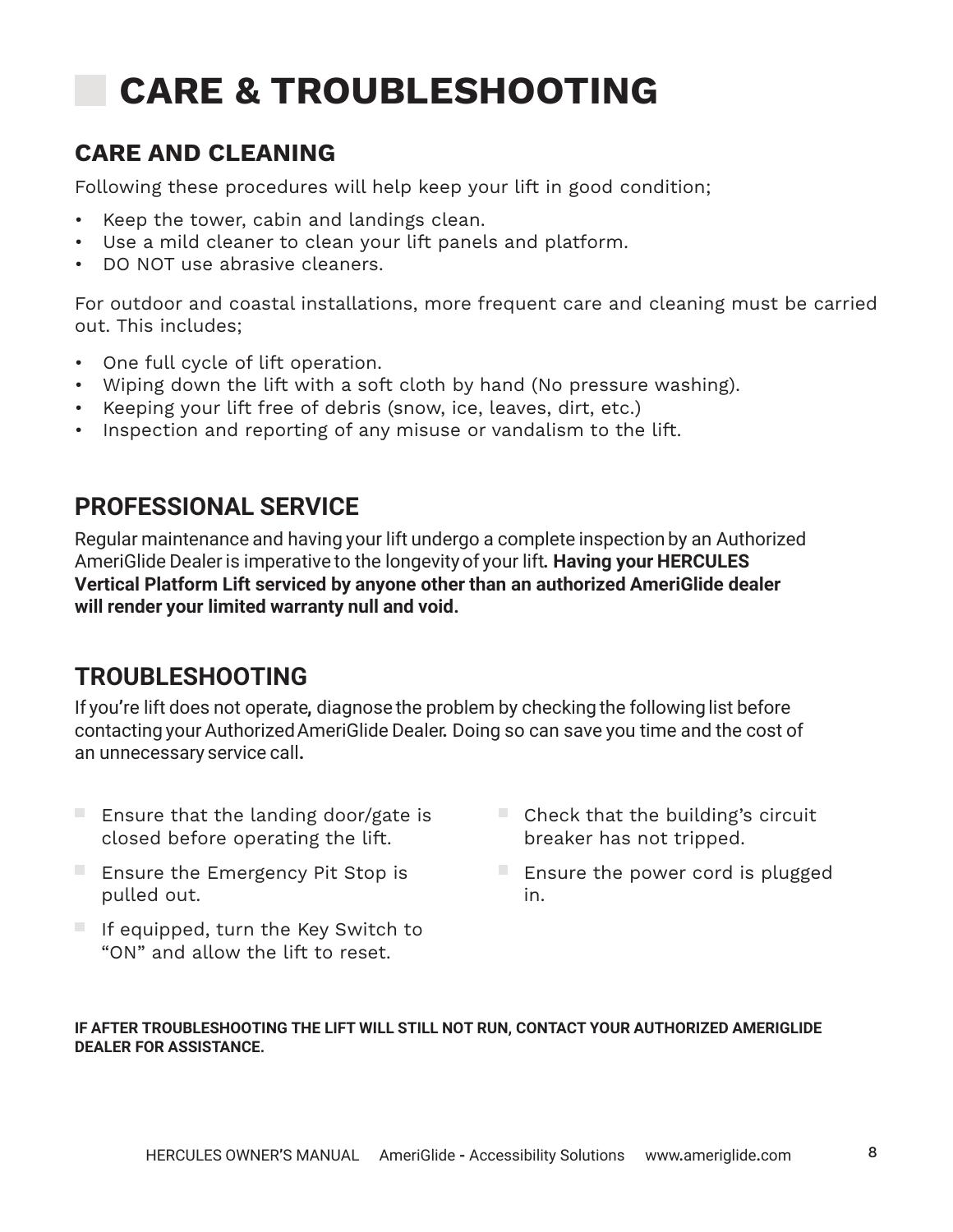# CARE & TROUBLESHOOTING

## CARE AND CLEANING

Following these procedures will help keep your lift in good condition;

- Keep the tower, cabin and landings clean.
- Use a mild cleaner to clean your lift panels and platform.
- DO NOT use abrasive cleaners.

For outdoor and coastal installations, more frequent care and cleaning must be carried out. This includes;

- One full cycle of lift operation.
- Wiping down the lift with a soft cloth by hand (No pressure washing).
- Keeping your lift free of debris (snow, ice, leaves, dirt, etc.)
- Inspection and reporting of any misuse or vandalism to the lift.

## PROFESSIONAL SERVICE

Regular maintenance and having your lift undergo a complete inspection by an Authorized AmeriGlide Dealer is imperative to the longevity of your lift. **Having your HERCULES Vertical Platform Lift serviced by anyone other than an authorized AmeriGlide dealer will render your limited warranty null and void.**

## TROUBLESHOOTING

If you're lift does not operate, diagnose the problem by checking the following list before contacting your Authorized AmeriGlide Dealer. Doing so can save you time and the cost of an unnecessary service call.

- Ensure that the landing door/gate is closed before operating the lift.
- Ensure the Emergency Pit Stop is pulled out.
- If equipped, turn the Key Switch to "ON" and allow the lift to reset.
- Check that the building's circuit breaker has not tripped.
- Ensure the power cord is plugged in.

**IF AFTER TROUBLESHOOTING THE LIFT WILL STILL NOT RUN, CONTACT YOUR AUTHORIZED AMERIGLIDE DEALER FOR ASSISTANCE.**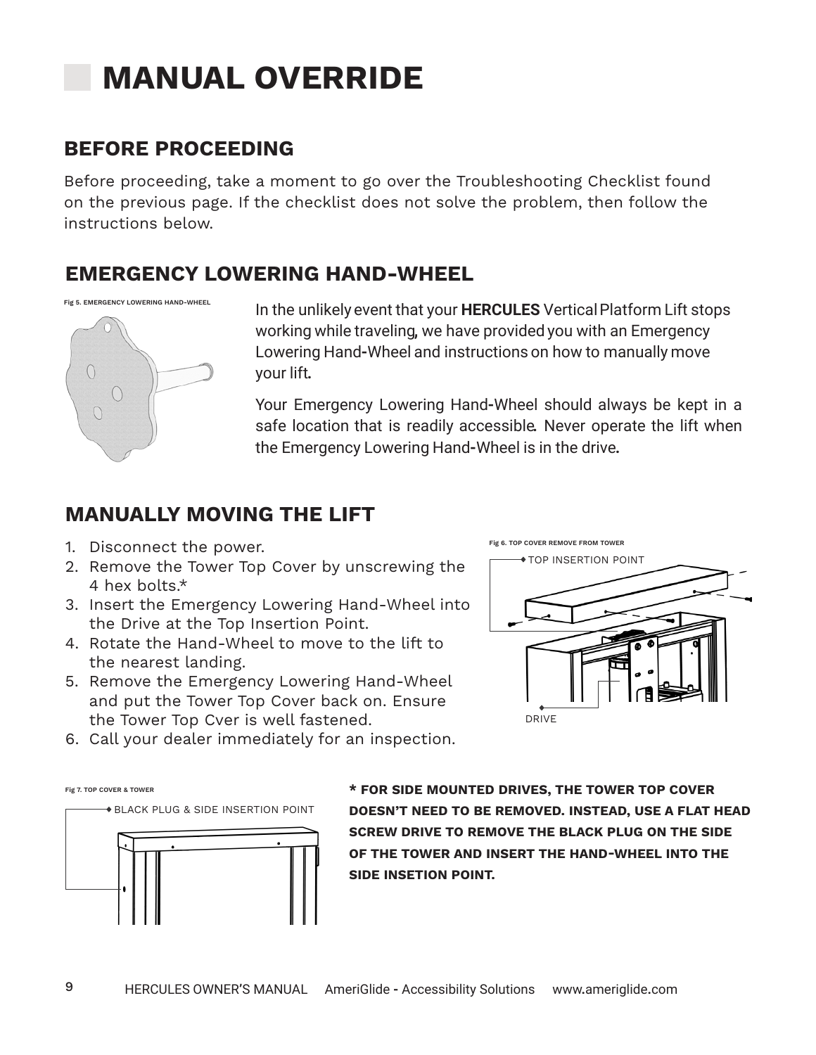# MANUAL OVERRIDE

## BEFORE PROCEEDING

Before proceeding, take a moment to go over the Troubleshooting Checklist found on the previous page. If the checklist does not solve the problem, then follow the instructions below.

## EMERGENCY LOWERING HAND-WHEEL

Fig 5. EMERGENCY LOWERING HAND-WHEEL

In the unlikely event that your **HERCULES** Vertical Platform Lift stops working while traveling, we have provided you with an Emergency Lowering Hand-Wheel and instructions on how to manually move your lift.

Your Emergency Lowering Hand-Wheel should always be kept in a safe location that is readily accessible. Never operate the lift when the Emergency Lowering Hand-Wheel is in the drive.

## MANUALLY MOVING THE LIFT

1. Disconnect the power.
2. Remove the Tower Top Cover by unscrewing the 4 hex bolts.*
3. Insert the Emergency Lowering Hand-Wheel into the Drive at the Top Insertion Point.
4. Rotate the Hand-Wheel to move to the lift to the nearest landing.
5. Remove the Emergency Lowering Hand-Wheel and put the Tower Top Cover back on. Ensure the Tower Top Cver is well fastened.
6. Call your dealer immediately for an inspection.

Fig 6. TOP COVER REMOVE FROM TOWER

TOP INSERTION POINT

DRIVE

Fig 7. TOP COVER & TOWER

BLACK PLUG & SIDE INSERTION POINT

**\* FOR SIDE MOUNTED DRIVES, THE TOWER TOP COVER DOESN'T NEED TO BE REMOVED. INSTEAD, USE A FLAT HEAD SCREW DRIVE TO REMOVE THE BLACK PLUG ON THE SIDE OF THE TOWER AND INSERT THE HAND-WHEEL INTO THE SIDE INSETION POINT.**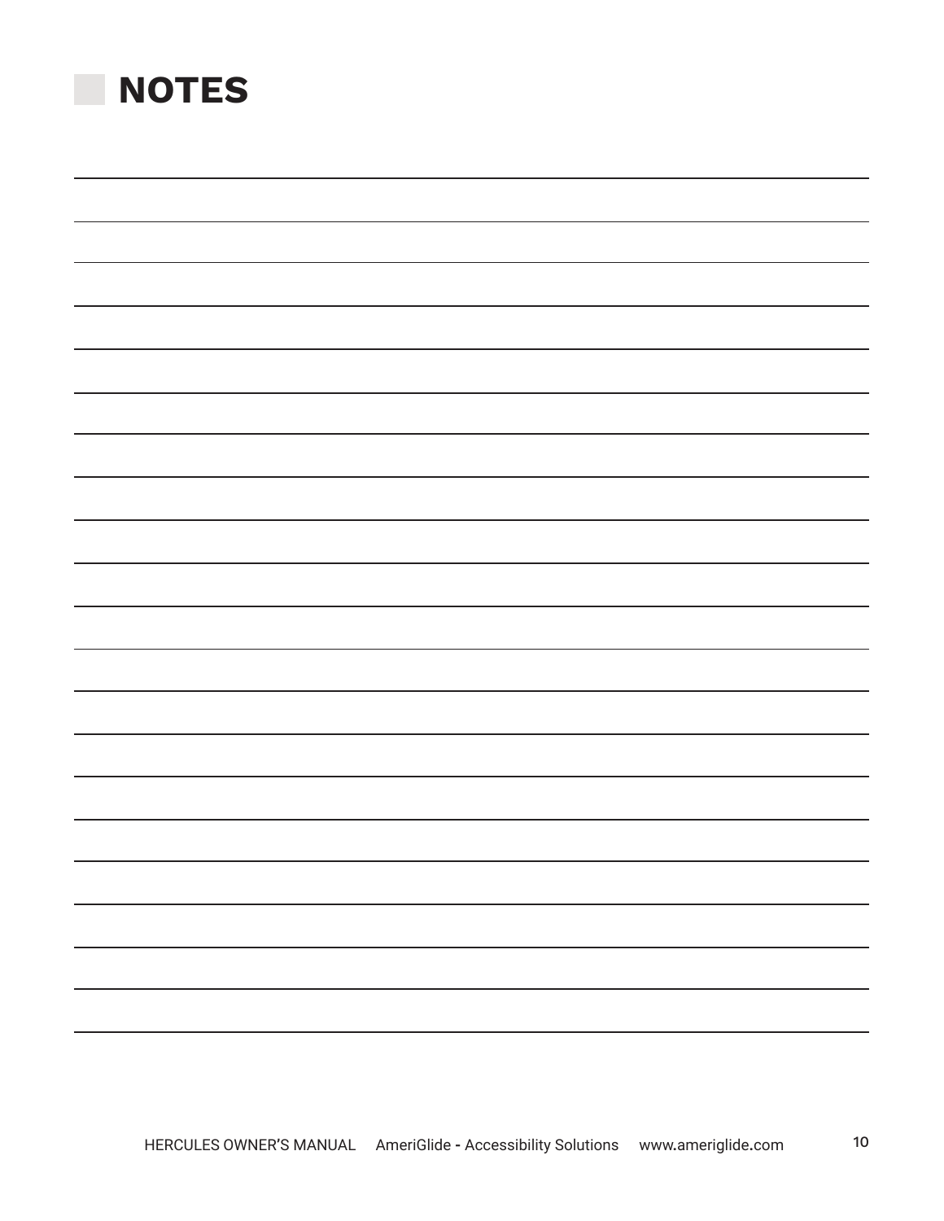# NOTES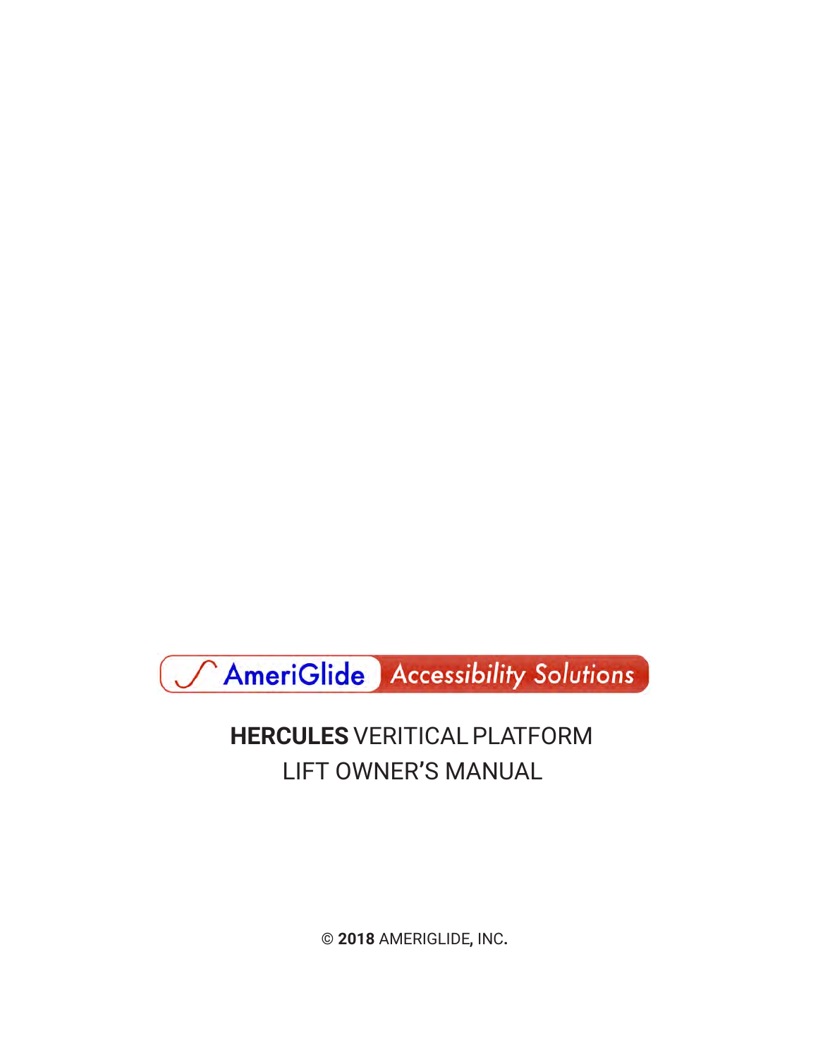AmeriGlide Accessibility Solutions

**HERCULES** VERITICAL PLATFORM
LIFT OWNER'S MANUAL

© **2018** AMERIGLIDE, INC.